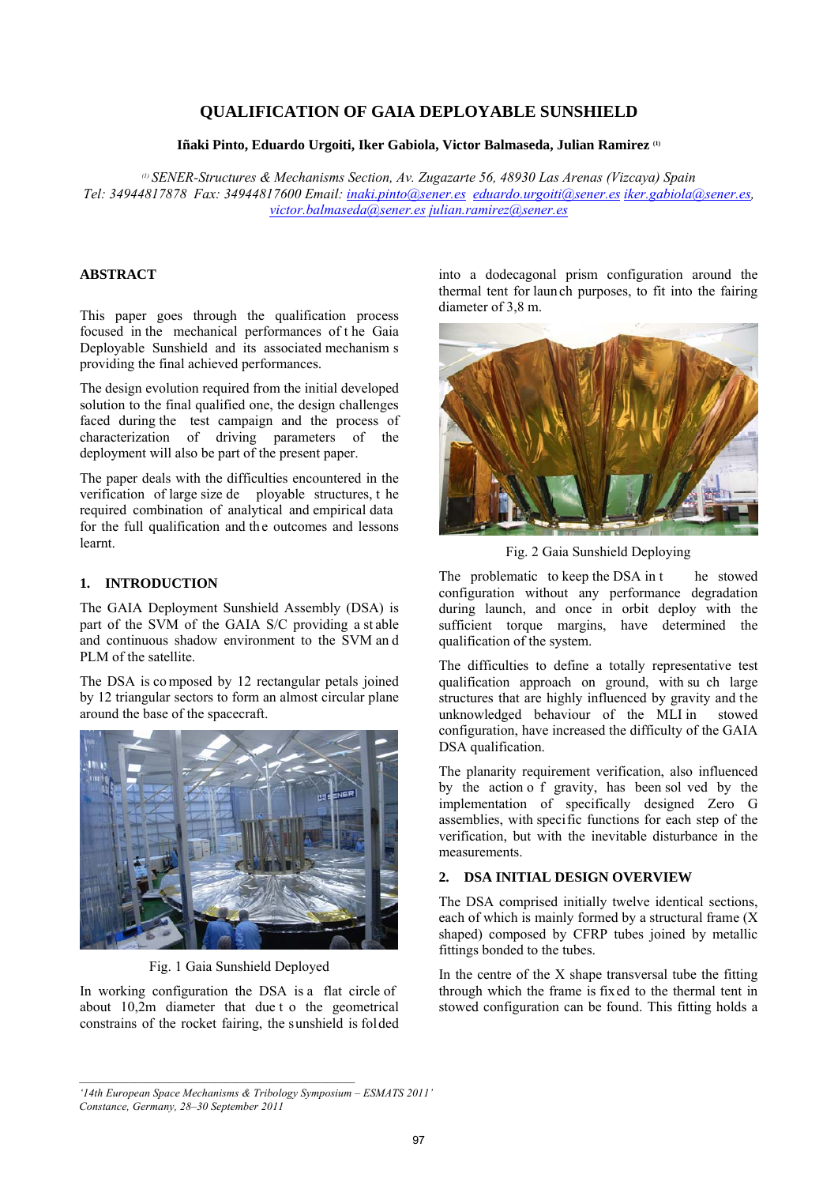# QUALIFICATION OF GAIA DEPLOYABLE SUNSHIELD

**Iñaki Pinto, Eduardo Urgoiti, Iker Gabiola, Victor Balmaseda, Julian Ramirez [(1)]**

*[(1)] SENER-Structures & Mechanisms Section, Av. Zugazarte 56, 48930 Las Arenas (Vizcaya) Spain*
*Tel: 34944817878 Fax: 34944817600 Email: inaki.pinto@sener.es eduardo.urgoiti@sener.es iker.gabiola@sener.es, victor.balmaseda@sener.es julian.ramirez@sener.es*

## ABSTRACT

This paper goes through the qualification process focused in the mechanical performances of the Gaia Deployable Sunshield and its associated mechanisms providing the final achieved performances.

The design evolution required from the initial developed solution to the final qualified one, the design challenges faced during the test campaign and the process of characterization of driving parameters of the deployment will also be part of the present paper.

The paper deals with the difficulties encountered in the verification of large size deployable structures, the required combination of analytical and empirical data for the full qualification and the outcomes and lessons learnt.

## 1. INTRODUCTION

The GAIA Deployment Sunshield Assembly (DSA) is part of the SVM of the GAIA S/C providing a stable and continuous shadow environment to the SVM and PLM of the satellite.

The DSA is composed by 12 rectangular petals joined by 12 triangular sectors to form an almost circular plane around the base of the spacecraft.

Fig. 1 Gaia Sunshield Deployed

In working configuration the DSA is a flat circle of about 10,2m diameter that due to the geometrical constrains of the rocket fairing, the sunshield is folded into a dodecagonal prism configuration around the thermal tent for launch purposes, to fit into the fairing diameter of 3,8 m.

Fig. 2 Gaia Sunshield Deploying

The problematic to keep the DSA in the stowed configuration without any performance degradation during launch, and once in orbit deploy with the sufficient torque margins, have determined the qualification of the system.

The difficulties to define a totally representative test qualification approach on ground, with such large structures that are highly influenced by gravity and the unknowledged behaviour of the MLI in stowed configuration, have increased the difficulty of the GAIA DSA qualification.

The planarity requirement verification, also influenced by the action of gravity, has been solved by the implementation of specifically designed Zero G assemblies, with specific functions for each step of the verification, but with the inevitable disturbance in the measurements.

## 2. DSA INITIAL DESIGN OVERVIEW

The DSA comprised initially twelve identical sections, each of which is mainly formed by a structural frame (X shaped) composed by CFRP tubes joined by metallic fittings bonded to the tubes.

In the centre of the X shape transversal tube the fitting through which the frame is fixed to the thermal tent in stowed configuration can be found. This fitting holds a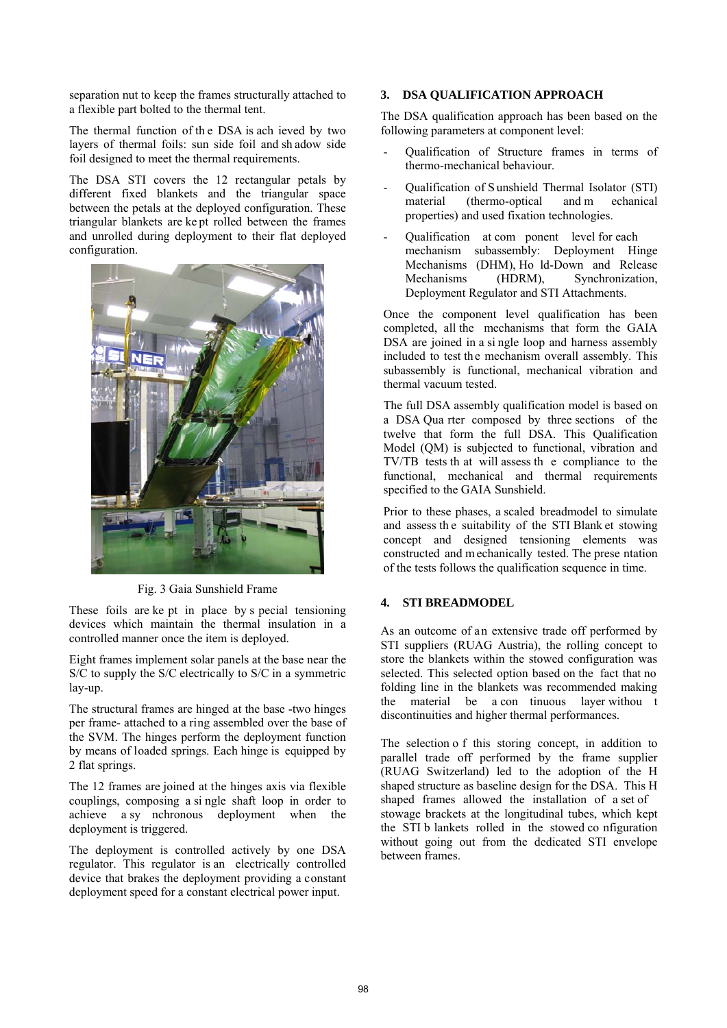separation nut to keep the frames structurally attached to a flexible part bolted to the thermal tent.

The thermal function of the DSA is achieved by two layers of thermal foils: sun side foil and shadow side foil designed to meet the thermal requirements.

The DSA STI covers the 12 rectangular petals by different fixed blankets and the triangular space between the petals at the deployed configuration. These triangular blankets are kept rolled between the frames and unrolled during deployment to their flat deployed configuration.

Fig. 3 Gaia Sunshield Frame

These foils are kept in place by special tensioning devices which maintain the thermal insulation in a controlled manner once the item is deployed.

Eight frames implement solar panels at the base near the S/C to supply the S/C electrically to S/C in a symmetric lay-up.

The structural frames are hinged at the base -two hinges per frame- attached to a ring assembled over the base of the SVM. The hinges perform the deployment function by means of loaded springs. Each hinge is equipped by 2 flat springs.

The 12 frames are joined at the hinges axis via flexible couplings, composing a single shaft loop in order to achieve a synchronous deployment when the deployment is triggered.

The deployment is controlled actively by one DSA regulator. This regulator is an electrically controlled device that brakes the deployment providing a constant deployment speed for a constant electrical power input.

## 3. DSA QUALIFICATION APPROACH

The DSA qualification approach has been based on the following parameters at component level:

- Qualification of Structure frames in terms of thermo-mechanical behaviour.
- Qualification of Sunshield Thermal Isolator (STI) material (thermo-optical and mechanical properties) and used fixation technologies.
- Qualification at component level for each mechanism subassembly: Deployment Hinge Mechanisms (DHM), Hold-Down and Release Mechanisms (HDRM), Synchronization, Deployment Regulator and STI Attachments.

Once the component level qualification has been completed, all the mechanisms that form the GAIA DSA are joined in a single loop and harness assembly included to test the mechanism overall assembly. This subassembly is functional, mechanical vibration and thermal vacuum tested.

The full DSA assembly qualification model is based on a DSA Quarter composed by three sections of the twelve that form the full DSA. This Qualification Model (QM) is subjected to functional, vibration and TV/TB tests that will assess the compliance to the functional, mechanical and thermal requirements specified to the GAIA Sunshield.

Prior to these phases, a scaled breadmodel to simulate and assess the suitability of the STI Blanket stowing concept and designed tensioning elements was constructed and mechanically tested. The presentation of the tests follows the qualification sequence in time.

## 4. STI BREADMODEL

As an outcome of an extensive trade off performed by STI suppliers (RUAG Austria), the rolling concept to store the blankets within the stowed configuration was selected. This selected option based on the fact that no folding line in the blankets was recommended making the material be a continuous layer without discontinuities and higher thermal performances.

The selection of this storing concept, in addition to parallel trade off performed by the frame supplier (RUAG Switzerland) led to the adoption of the H shaped structure as baseline design for the DSA. This H shaped frames allowed the installation of a set of stowage brackets at the longitudinal tubes, which kept the STI blankets rolled in the stowed configuration without going out from the dedicated STI envelope between frames.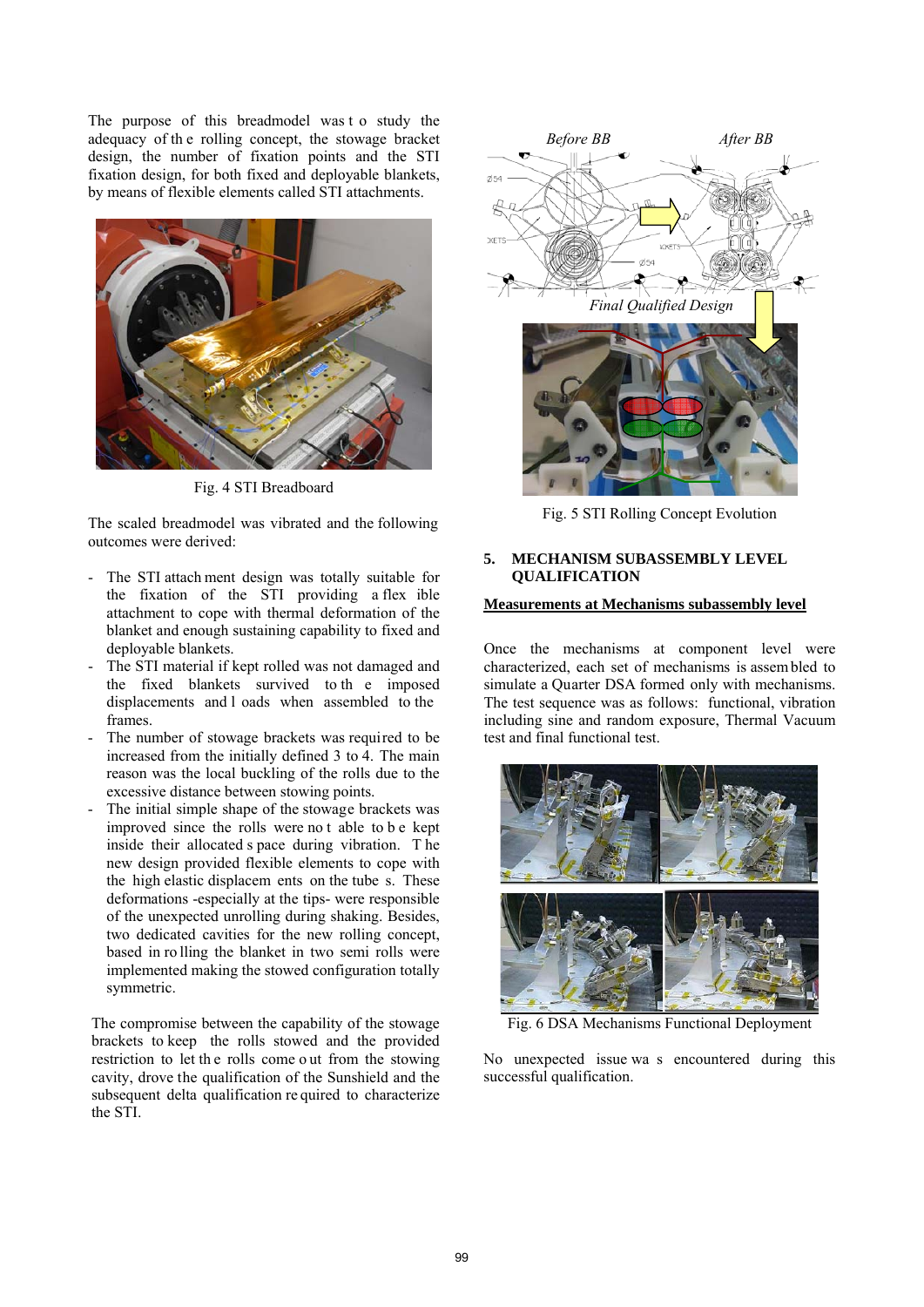The purpose of this breadmodel was to study the adequacy of the rolling concept, the stowage bracket design, the number of fixation points and the STI fixation design, for both fixed and deployable blankets, by means of flexible elements called STI attachments.

Fig. 4 STI Breadboard

The scaled breadmodel was vibrated and the following outcomes were derived:

- The STI attachment design was totally suitable for the fixation of the STI providing a flexible attachment to cope with thermal deformation of the blanket and enough sustaining capability to fixed and deployable blankets.
- The STI material if kept rolled was not damaged and the fixed blankets survived to the imposed displacements and loads when assembled to the frames.
- The number of stowage brackets was required to be increased from the initially defined 3 to 4. The main reason was the local buckling of the rolls due to the excessive distance between stowing points.
- The initial simple shape of the stowage brackets was improved since the rolls were not able to be kept inside their allocated space during vibration. The new design provided flexible elements to cope with the high elastic displacements on the tubes. These deformations -especially at the tips- were responsible of the unexpected unrolling during shaking. Besides, two dedicated cavities for the new rolling concept, based in rolling the blanket in two semi rolls were implemented making the stowed configuration totally symmetric.

The compromise between the capability of the stowage brackets to keep the rolls stowed and the provided restriction to let the rolls come out from the stowing cavity, drove the qualification of the Sunshield and the subsequent delta qualification required to characterize the STI.

*Before BB* *After BB*

*Final Qualified Design*

Fig. 5 STI Rolling Concept Evolution

## 5. MECHANISM SUBASSEMBLY LEVEL QUALIFICATION

**Measurements at Mechanisms subassembly level**

Once the mechanisms at component level were characterized, each set of mechanisms is assembled to simulate a Quarter DSA formed only with mechanisms. The test sequence was as follows: functional, vibration including sine and random exposure, Thermal Vacuum test and final functional test.

Fig. 6 DSA Mechanisms Functional Deployment

No unexpected issue was encountered during this successful qualification.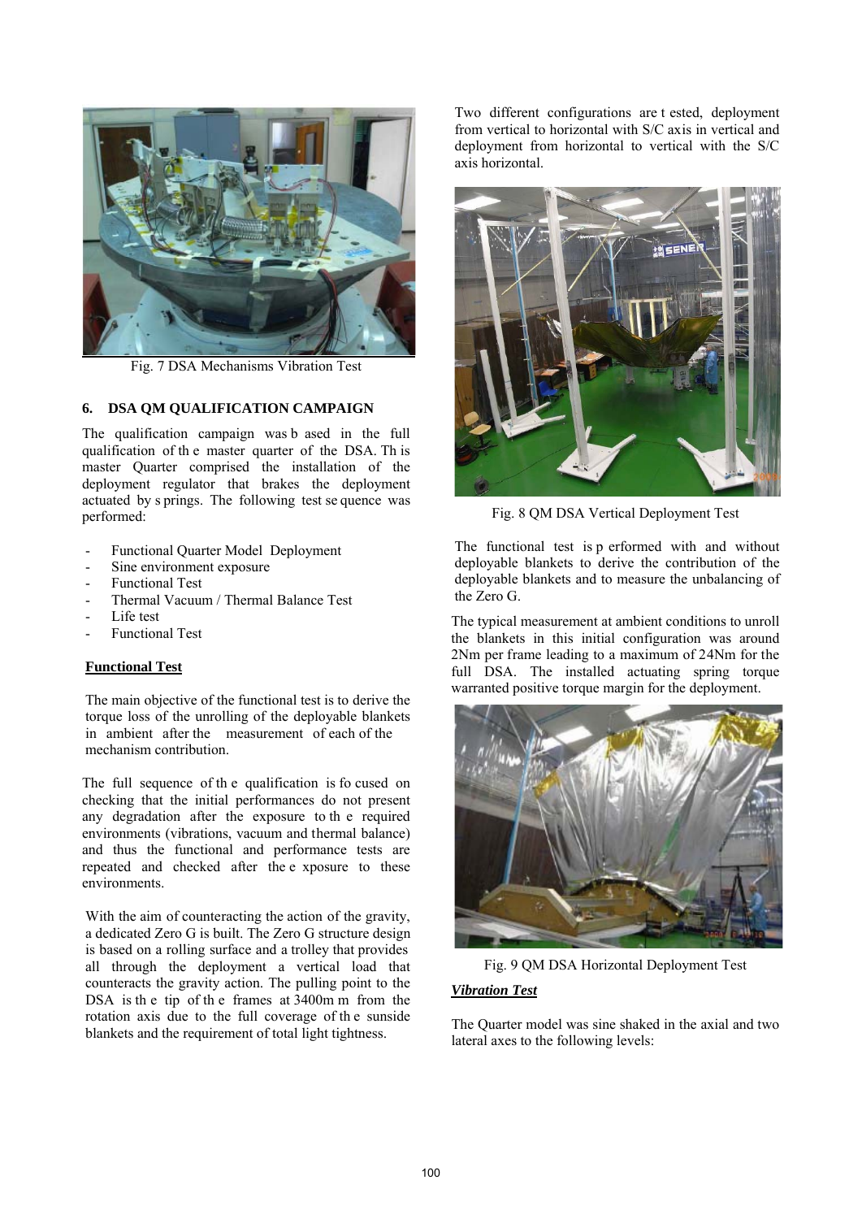Fig. 7 DSA Mechanisms Vibration Test

## 6. DSA QM QUALIFICATION CAMPAIGN

The qualification campaign was based in the full qualification of the master quarter of the DSA. This master Quarter comprised the installation of the deployment regulator that brakes the deployment actuated by springs. The following test sequence was performed:

- Functional Quarter Model Deployment
- Sine environment exposure
- Functional Test
- Thermal Vacuum / Thermal Balance Test
- Life test
- Functional Test

**Functional Test**

The main objective of the functional test is to derive the torque loss of the unrolling of the deployable blankets in ambient after the measurement of each of the mechanism contribution.

The full sequence of the qualification is focused on checking that the initial performances do not present any degradation after the exposure to the required environments (vibrations, vacuum and thermal balance) and thus the functional and performance tests are repeated and checked after the exposure to these environments.

With the aim of counteracting the action of the gravity, a dedicated Zero G is built. The Zero G structure design is based on a rolling surface and a trolley that provides all through the deployment a vertical load that counteracts the gravity action. The pulling point to the DSA is the tip of the frames at 3400mm from the rotation axis due to the full coverage of the sunside blankets and the requirement of total light tightness.

Two different configurations are tested, deployment from vertical to horizontal with S/C axis in vertical and deployment from horizontal to vertical with the S/C axis horizontal.

Fig. 8 QM DSA Vertical Deployment Test

The functional test is performed with and without deployable blankets to derive the contribution of the deployable blankets and to measure the unbalancing of the Zero G.

The typical measurement at ambient conditions to unroll the blankets in this initial configuration was around 2Nm per frame leading to a maximum of 24Nm for the full DSA. The installed actuating spring torque warranted positive torque margin for the deployment.

Fig. 9 QM DSA Horizontal Deployment Test

***Vibration Test***

The Quarter model was sine shaked in the axial and two lateral axes to the following levels: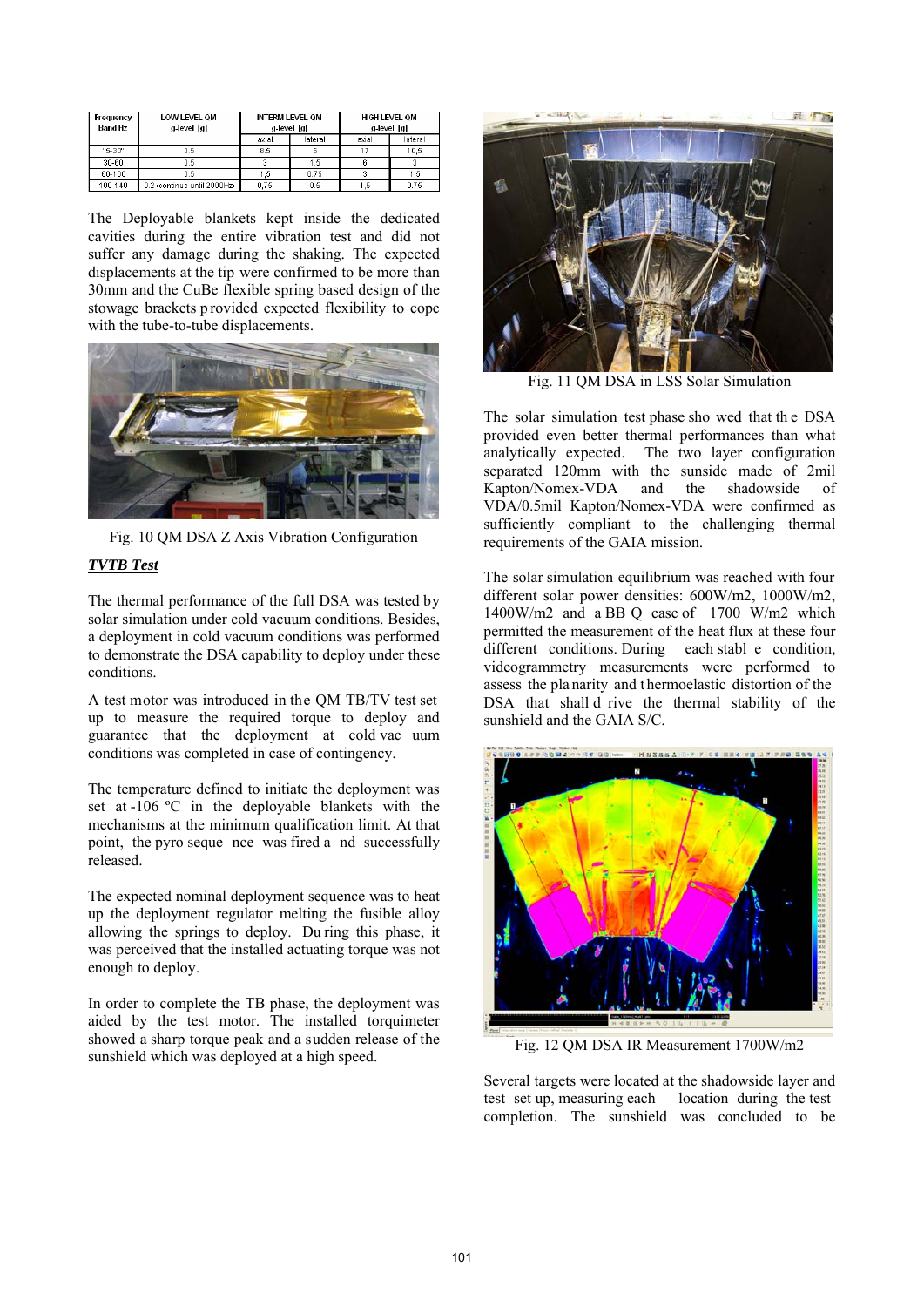| Frequency Band Hz | LOW LEVEL QM g-level [g] | INTERM LEVEL QM g-level [g] | | HIGH LEVEL QM g-level [g] | |
|---|---|---|---|---|---|
| | | axial | lateral | axial | lateral |
| "5-30" | 0.5 | 8.5 | 5 | 17 | 10,5 |
| 30-60 | 0.5 | 3 | 1.5 | 6 | 3 |
| 60-100 | 0.5 | 1,5 | 0.75 | 3 | 1.5 |
| 100-140 | 0.2 (continue until 2000Hz) | 0,75 | 0.5 | 1,5 | 0.75 |

The Deployable blankets kept inside the dedicated cavities during the entire vibration test and did not suffer any damage during the shaking. The expected displacements at the tip were confirmed to be more than 30mm and the CuBe flexible spring based design of the stowage brackets provided expected flexibility to cope with the tube-to-tube displacements.

Fig. 10 QM DSA Z Axis Vibration Configuration

***TVTB Test***

The thermal performance of the full DSA was tested by solar simulation under cold vacuum conditions. Besides, a deployment in cold vacuum conditions was performed to demonstrate the DSA capability to deploy under these conditions.

A test motor was introduced in the QM TB/TV test set up to measure the required torque to deploy and guarantee that the deployment at cold vacuum conditions was completed in case of contingency.

The temperature defined to initiate the deployment was set at -106 ºC in the deployable blankets with the mechanisms at the minimum qualification limit. At that point, the pyro sequence was fired and successfully released.

The expected nominal deployment sequence was to heat up the deployment regulator melting the fusible alloy allowing the springs to deploy. During this phase, it was perceived that the installed actuating torque was not enough to deploy.

In order to complete the TB phase, the deployment was aided by the test motor. The installed torquimeter showed a sharp torque peak and a sudden release of the sunshield which was deployed at a high speed.

Fig. 11 QM DSA in LSS Solar Simulation

The solar simulation test phase showed that the DSA provided even better thermal performances than what analytically expected. The two layer configuration separated 120mm with the sunside made of 2mil Kapton/Nomex-VDA and the shadowside of VDA/0.5mil Kapton/Nomex-VDA were confirmed as sufficiently compliant to the challenging thermal requirements of the GAIA mission.

The solar simulation equilibrium was reached with four different solar power densities: 600W/m2, 1000W/m2, 1400W/m2 and a BB Q case of 1700 W/m2 which permitted the measurement of the heat flux at these four different conditions. During each stable condition, videogrammetry measurements were performed to assess the planarity and thermoelastic distortion of the DSA that shall drive the thermal stability of the sunshield and the GAIA S/C.

Fig. 12 QM DSA IR Measurement 1700W/m2

Several targets were located at the shadowside layer and test set up, measuring each location during the test completion. The sunshield was concluded to be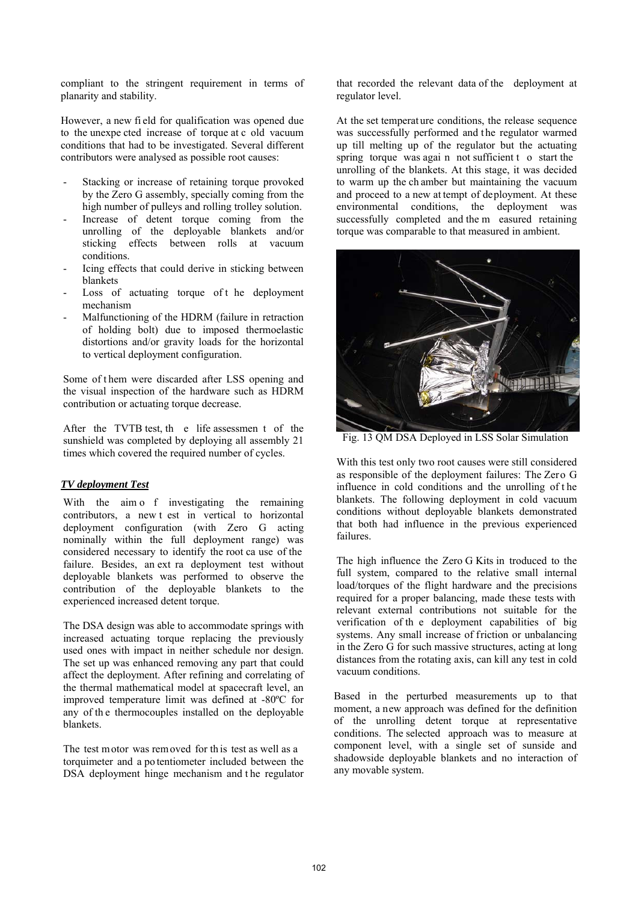compliant to the stringent requirement in terms of planarity and stability.

However, a new field for qualification was opened due to the unexpected increase of torque at cold vacuum conditions that had to be investigated. Several different contributors were analysed as possible root causes:

- Stacking or increase of retaining torque provoked by the Zero G assembly, specially coming from the high number of pulleys and rolling trolley solution.
- Increase of detent torque coming from the unrolling of the deployable blankets and/or sticking effects between rolls at vacuum conditions.
- Icing effects that could derive in sticking between blankets
- Loss of actuating torque of the deployment mechanism
- Malfunctioning of the HDRM (failure in retraction of holding bolt) due to imposed thermoelastic distortions and/or gravity loads for the horizontal to vertical deployment configuration.

Some of them were discarded after LSS opening and the visual inspection of the hardware such as HDRM contribution or actuating torque decrease.

After the TVTB test, the life assessment of the sunshield was completed by deploying all assembly 21 times which covered the required number of cycles.

***TV deployment Test***

With the aim of investigating the remaining contributors, a new test in vertical to horizontal deployment configuration (with Zero G acting nominally within the full deployment range) was considered necessary to identify the root cause of the failure. Besides, an extra deployment test without deployable blankets was performed to observe the contribution of the deployable blankets to the experienced increased detent torque.

The DSA design was able to accommodate springs with increased actuating torque replacing the previously used ones with impact in neither schedule nor design. The set up was enhanced removing any part that could affect the deployment. After refining and correlating of the thermal mathematical model at spacecraft level, an improved temperature limit was defined at -80ºC for any of the thermocouples installed on the deployable blankets.

The test motor was removed for this test as well as a torquimeter and a potentiometer included between the DSA deployment hinge mechanism and the regulator that recorded the relevant data of the deployment at regulator level.

At the set temperature conditions, the release sequence was successfully performed and the regulator warmed up till melting up of the regulator but the actuating spring torque was again not sufficient to start the unrolling of the blankets. At this stage, it was decided to warm up the chamber but maintaining the vacuum and proceed to a new attempt of deployment. At these environmental conditions, the deployment was successfully completed and the measured retaining torque was comparable to that measured in ambient.

Fig. 13 QM DSA Deployed in LSS Solar Simulation

With this test only two root causes were still considered as responsible of the deployment failures: The Zero G influence in cold conditions and the unrolling of the blankets. The following deployment in cold vacuum conditions without deployable blankets demonstrated that both had influence in the previous experienced failures.

The high influence the Zero G Kits introduced to the full system, compared to the relative small internal load/torques of the flight hardware and the precisions required for a proper balancing, made these tests with relevant external contributions not suitable for the verification of the deployment capabilities of big systems. Any small increase of friction or unbalancing in the Zero G for such massive structures, acting at long distances from the rotating axis, can kill any test in cold vacuum conditions.

Based in the perturbed measurements up to that moment, a new approach was defined for the definition of the unrolling detent torque at representative conditions. The selected approach was to measure at component level, with a single set of sunside and shadowside deployable blankets and no interaction of any movable system.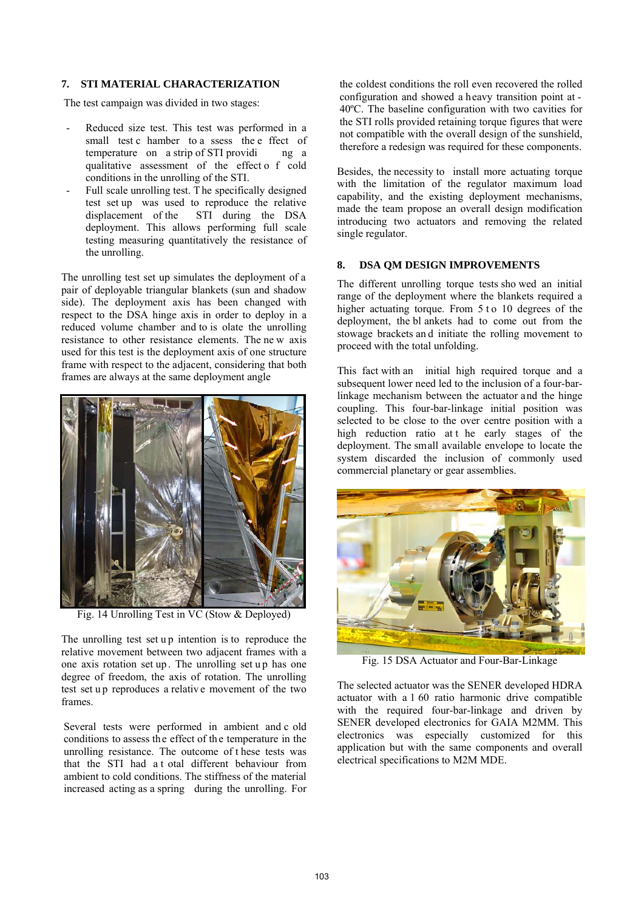## 7. STI MATERIAL CHARACTERIZATION

The test campaign was divided in two stages:

- Reduced size test. This test was performed in a small test chamber to assess the effect of temperature on a strip of STI providing a qualitative assessment of the effect of cold conditions in the unrolling of the STI.
- Full scale unrolling test. The specifically designed test set up was used to reproduce the relative displacement of the STI during the DSA deployment. This allows performing full scale testing measuring quantitatively the resistance of the unrolling.

The unrolling test set up simulates the deployment of a pair of deployable triangular blankets (sun and shadow side). The deployment axis has been changed with respect to the DSA hinge axis in order to deploy in a reduced volume chamber and to isolate the unrolling resistance to other resistance elements. The new axis used for this test is the deployment axis of one structure frame with respect to the adjacent, considering that both frames are always at the same deployment angle

Fig. 14 Unrolling Test in VC (Stow & Deployed)

The unrolling test set up intention is to reproduce the relative movement between two adjacent frames with a one axis rotation set up. The unrolling set up has one degree of freedom, the axis of rotation. The unrolling test set up reproduces a relative movement of the two frames.

Several tests were performed in ambient and cold conditions to assess the effect of the temperature in the unrolling resistance. The outcome of these tests was that the STI had a total different behaviour from ambient to cold conditions. The stiffness of the material increased acting as a spring during the unrolling. For the coldest conditions the roll even recovered the rolled configuration and showed a heavy transition point at -40ºC. The baseline configuration with two cavities for the STI rolls provided retaining torque figures that were not compatible with the overall design of the sunshield, therefore a redesign was required for these components.

Besides, the necessity to install more actuating torque with the limitation of the regulator maximum load capability, and the existing deployment mechanisms, made the team propose an overall design modification introducing two actuators and removing the related single regulator.

## 8. DSA QM DESIGN IMPROVEMENTS

The different unrolling torque tests showed an initial range of the deployment where the blankets required a higher actuating torque. From 5 to 10 degrees of the deployment, the blankets had to come out from the stowage brackets and initiate the rolling movement to proceed with the total unfolding.

This fact with an initial high required torque and a subsequent lower need led to the inclusion of a four-bar-linkage mechanism between the actuator and the hinge coupling. This four-bar-linkage initial position was selected to be close to the over centre position with a high reduction ratio at the early stages of the deployment. The small available envelope to locate the system discarded the inclusion of commonly used commercial planetary or gear assemblies.

Fig. 15 DSA Actuator and Four-Bar-Linkage

The selected actuator was the SENER developed HDRA actuator with a 1 60 ratio harmonic drive compatible with the required four-bar-linkage and driven by SENER developed electronics for GAIA M2MM. This electronics was especially customized for this application but with the same components and overall electrical specifications to M2M MDE.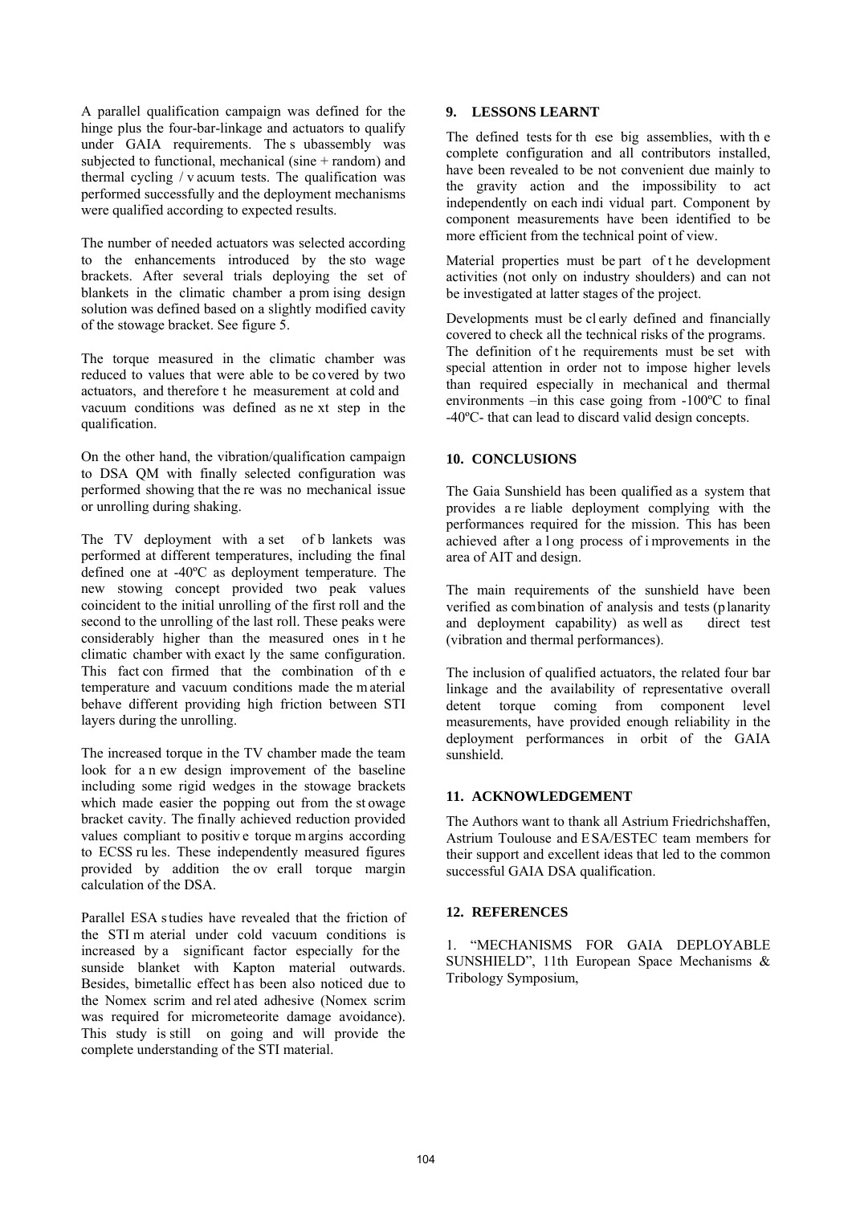A parallel qualification campaign was defined for the hinge plus the four-bar-linkage and actuators to qualify under GAIA requirements. The subassembly was subjected to functional, mechanical (sine + random) and thermal cycling / vacuum tests. The qualification was performed successfully and the deployment mechanisms were qualified according to expected results.

The number of needed actuators was selected according to the enhancements introduced by the stowage brackets. After several trials deploying the set of blankets in the climatic chamber a promising design solution was defined based on a slightly modified cavity of the stowage bracket. See figure 5.

The torque measured in the climatic chamber was reduced to values that were able to be covered by two actuators, and therefore the measurement at cold and vacuum conditions was defined as next step in the qualification.

On the other hand, the vibration/qualification campaign to DSA QM with finally selected configuration was performed showing that there was no mechanical issue or unrolling during shaking.

The TV deployment with a set of blankets was performed at different temperatures, including the final defined one at -40ºC as deployment temperature. The new stowing concept provided two peak values coincident to the initial unrolling of the first roll and the second to the unrolling of the last roll. These peaks were considerably higher than the measured ones in the climatic chamber with exactly the same configuration. This fact confirmed that the combination of the temperature and vacuum conditions made the material behave different providing high friction between STI layers during the unrolling.

The increased torque in the TV chamber made the team look for a new design improvement of the baseline including some rigid wedges in the stowage brackets which made easier the popping out from the stowage bracket cavity. The finally achieved reduction provided values compliant to positive torque margins according to ECSS rules. These independently measured figures provided by addition the overall torque margin calculation of the DSA.

Parallel ESA studies have revealed that the friction of the STI material under cold vacuum conditions is increased by a significant factor especially for the sunside blanket with Kapton material outwards. Besides, bimetallic effect has been also noticed due to the Nomex scrim and related adhesive (Nomex scrim was required for micrometeorite damage avoidance). This study is still on going and will provide the complete understanding of the STI material.

## 9. LESSONS LEARNT

The defined tests for these big assemblies, with the complete configuration and all contributors installed, have been revealed to be not convenient due mainly to the gravity action and the impossibility to act independently on each individual part. Component by component measurements have been identified to be more efficient from the technical point of view.

Material properties must be part of the development activities (not only on industry shoulders) and can not be investigated at latter stages of the project.

Developments must be clearly defined and financially covered to check all the technical risks of the programs. The definition of the requirements must be set with special attention in order not to impose higher levels than required especially in mechanical and thermal environments –in this case going from -100ºC to final -40ºC- that can lead to discard valid design concepts.

## 10. CONCLUSIONS

The Gaia Sunshield has been qualified as a system that provides a reliable deployment complying with the performances required for the mission. This has been achieved after a long process of improvements in the area of AIT and design.

The main requirements of the sunshield have been verified as combination of analysis and tests (planarity and deployment capability) as well as direct test (vibration and thermal performances).

The inclusion of qualified actuators, the related four bar linkage and the availability of representative overall detent torque coming from component level measurements, have provided enough reliability in the deployment performances in orbit of the GAIA sunshield.

## 11. ACKNOWLEDGEMENT

The Authors want to thank all Astrium Friedrichshaffen, Astrium Toulouse and ESA/ESTEC team members for their support and excellent ideas that led to the common successful GAIA DSA qualification.

## 12. REFERENCES

1. "MECHANISMS FOR GAIA DEPLOYABLE SUNSHIELD", 11th European Space Mechanisms & Tribology Symposium,